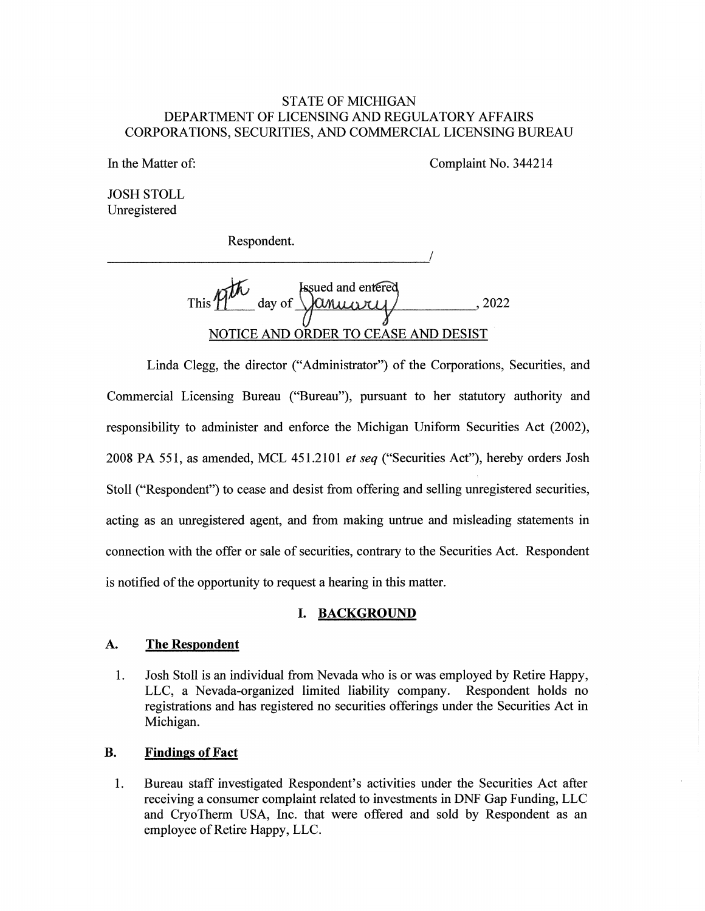STATE OF MICHIGAN
DEPARTMENT OF LICENSING AND REGULATORY AFFAIRS
CORPORATIONS, SECURITIES, AND COMMERCIAL LICENSING BUREAU

In the Matter of: Complaint No. 344214

JOSH STOLL
Unregistered

Respondent.
\_\_\_\_\_\_\_\_\_\_\_\_\_\_\_\_\_\_\_\_\_\_\_\_\_\_\_\_\_\_\_\_\_\_\_\_\_\_\_\_\_\_\_\_\_\_\_\_\_\_\_\_/

Issued and entered
This 19th day of January, 2022

NOTICE AND ORDER TO CEASE AND DESIST

Linda Clegg, the director ("Administrator") of the Corporations, Securities, and Commercial Licensing Bureau ("Bureau"), pursuant to her statutory authority and responsibility to administer and enforce the Michigan Uniform Securities Act (2002), 2008 PA 551, as amended, MCL 451.2101 *et seq* ("Securities Act"), hereby orders Josh Stoll ("Respondent") to cease and desist from offering and selling unregistered securities, acting as an unregistered agent, and from making untrue and misleading statements in connection with the offer or sale of securities, contrary to the Securities Act. Respondent is notified of the opportunity to request a hearing in this matter.

## I. BACKGROUND

### A. The Respondent

1. Josh Stoll is an individual from Nevada who is or was employed by Retire Happy, LLC, a Nevada-organized limited liability company. Respondent holds no registrations and has registered no securities offerings under the Securities Act in Michigan.

### B. Findings of Fact

1. Bureau staff investigated Respondent's activities under the Securities Act after receiving a consumer complaint related to investments in DNF Gap Funding, LLC and CryoTherm USA, Inc. that were offered and sold by Respondent as an employee of Retire Happy, LLC.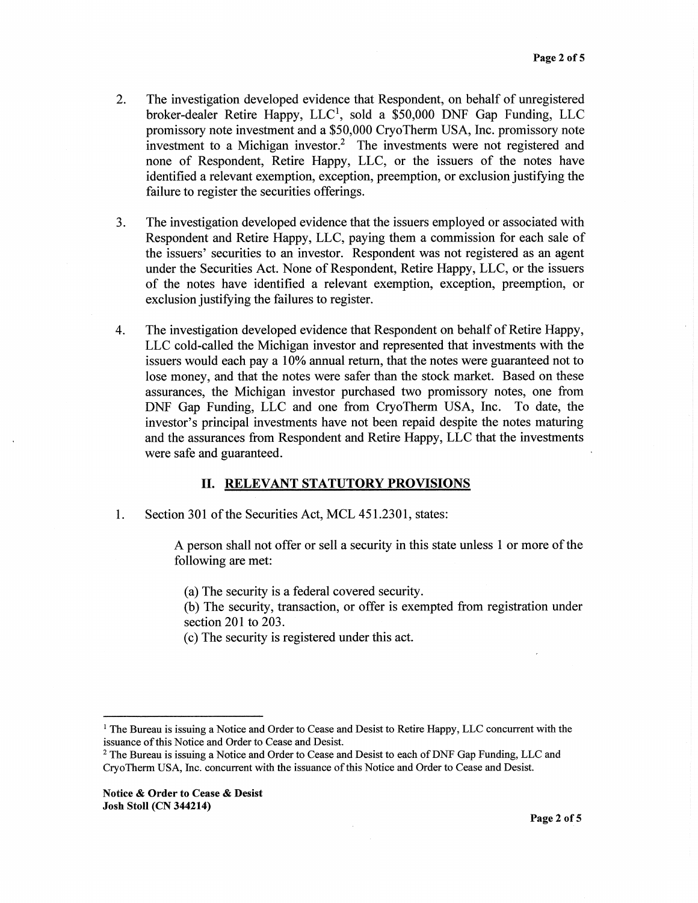2. The investigation developed evidence that Respondent, on behalf of unregistered broker-dealer Retire Happy, LLC[1], sold a $50,000 DNF Gap Funding, LLC promissory note investment and a $50,000 CryoTherm USA, Inc. promissory note investment to a Michigan investor.[2] The investments were not registered and none of Respondent, Retire Happy, LLC, or the issuers of the notes have identified a relevant exemption, exception, preemption, or exclusion justifying the failure to register the securities offerings.

3. The investigation developed evidence that the issuers employed or associated with Respondent and Retire Happy, LLC, paying them a commission for each sale of the issuers' securities to an investor. Respondent was not registered as an agent under the Securities Act. None of Respondent, Retire Happy, LLC, or the issuers of the notes have identified a relevant exemption, exception, preemption, or exclusion justifying the failures to register.

4. The investigation developed evidence that Respondent on behalf of Retire Happy, LLC cold-called the Michigan investor and represented that investments with the issuers would each pay a 10% annual return, that the notes were guaranteed not to lose money, and that the notes were safer than the stock market. Based on these assurances, the Michigan investor purchased two promissory notes, one from DNF Gap Funding, LLC and one from CryoTherm USA, Inc. To date, the investor's principal investments have not been repaid despite the notes maturing and the assurances from Respondent and Retire Happy, LLC that the investments were safe and guaranteed.

## II. RELEVANT STATUTORY PROVISIONS

1. Section 301 of the Securities Act, MCL 451.2301, states:

   > A person shall not offer or sell a security in this state unless 1 or more of the following are met:
   >
   > (a) The security is a federal covered security.
   > (b) The security, transaction, or offer is exempted from registration under section 201 to 203.
   > (c) The security is registered under this act.

---

[1] The Bureau is issuing a Notice and Order to Cease and Desist to Retire Happy, LLC concurrent with the issuance of this Notice and Order to Cease and Desist.

[2] The Bureau is issuing a Notice and Order to Cease and Desist to each of DNF Gap Funding, LLC and CryoTherm USA, Inc. concurrent with the issuance of this Notice and Order to Cease and Desist.

**Notice & Order to Cease & Desist**
**Josh Stoll (CN 344214)**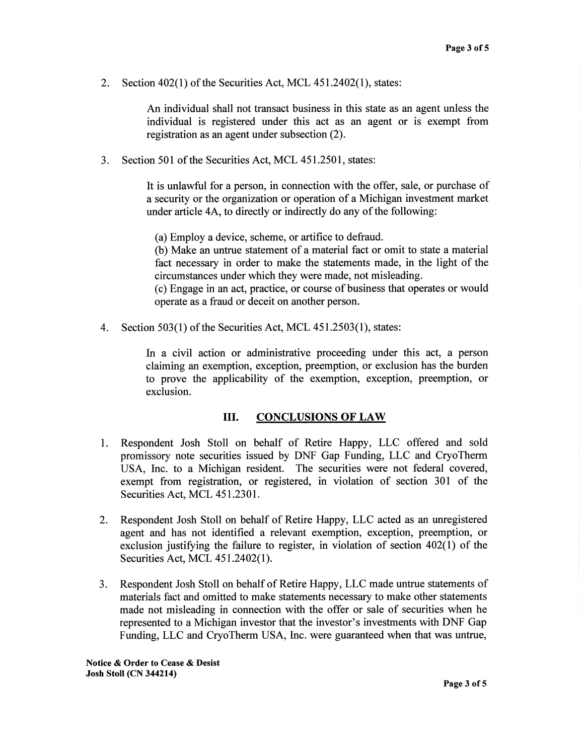2. Section 402(1) of the Securities Act, MCL 451.2402(1), states:

   > An individual shall not transact business in this state as an agent unless the individual is registered under this act as an agent or is exempt from registration as an agent under subsection (2).

3. Section 501 of the Securities Act, MCL 451.2501, states:

   > It is unlawful for a person, in connection with the offer, sale, or purchase of a security or the organization or operation of a Michigan investment market under article 4A, to directly or indirectly do any of the following:
   >
   > (a) Employ a device, scheme, or artifice to defraud.
   > (b) Make an untrue statement of a material fact or omit to state a material fact necessary in order to make the statements made, in the light of the circumstances under which they were made, not misleading.
   > (c) Engage in an act, practice, or course of business that operates or would operate as a fraud or deceit on another person.

4. Section 503(1) of the Securities Act, MCL 451.2503(1), states:

   > In a civil action or administrative proceeding under this act, a person claiming an exemption, exception, preemption, or exclusion has the burden to prove the applicability of the exemption, exception, preemption, or exclusion.

## III. CONCLUSIONS OF LAW

1. Respondent Josh Stoll on behalf of Retire Happy, LLC offered and sold promissory note securities issued by DNF Gap Funding, LLC and CryoTherm USA, Inc. to a Michigan resident. The securities were not federal covered, exempt from registration, or registered, in violation of section 301 of the Securities Act, MCL 451.2301.

2. Respondent Josh Stoll on behalf of Retire Happy, LLC acted as an unregistered agent and has not identified a relevant exemption, exception, preemption, or exclusion justifying the failure to register, in violation of section 402(1) of the Securities Act, MCL 451.2402(1).

3. Respondent Josh Stoll on behalf of Retire Happy, LLC made untrue statements of materials fact and omitted to make statements necessary to make other statements made not misleading in connection with the offer or sale of securities when he represented to a Michigan investor that the investor's investments with DNF Gap Funding, LLC and CryoTherm USA, Inc. were guaranteed when that was untrue,

**Notice & Order to Cease & Desist**
**Josh Stoll (CN 344214)**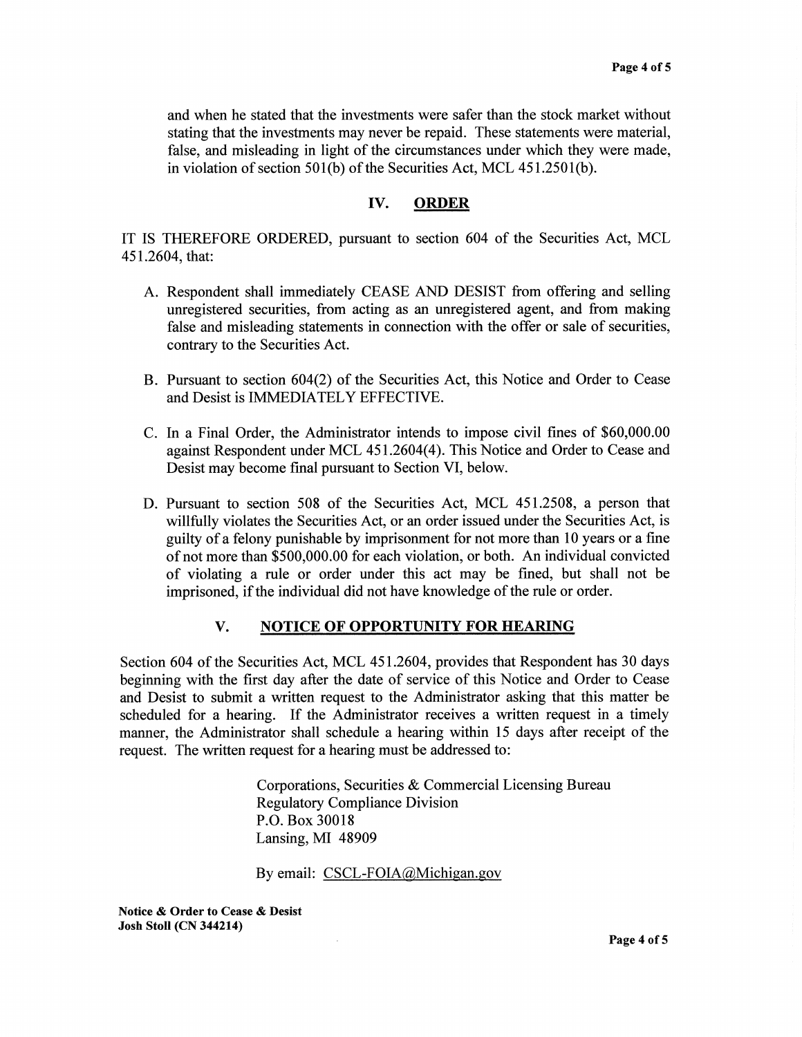and when he stated that the investments were safer than the stock market without stating that the investments may never be repaid. These statements were material, false, and misleading in light of the circumstances under which they were made, in violation of section 501(b) of the Securities Act, MCL 451.2501(b).

## IV. ORDER

IT IS THEREFORE ORDERED, pursuant to section 604 of the Securities Act, MCL 451.2604, that:

A. Respondent shall immediately CEASE AND DESIST from offering and selling unregistered securities, from acting as an unregistered agent, and from making false and misleading statements in connection with the offer or sale of securities, contrary to the Securities Act.

B. Pursuant to section 604(2) of the Securities Act, this Notice and Order to Cease and Desist is IMMEDIATELY EFFECTIVE.

C. In a Final Order, the Administrator intends to impose civil fines of $60,000.00 against Respondent under MCL 451.2604(4). This Notice and Order to Cease and Desist may become final pursuant to Section VI, below.

D. Pursuant to section 508 of the Securities Act, MCL 451.2508, a person that willfully violates the Securities Act, or an order issued under the Securities Act, is guilty of a felony punishable by imprisonment for not more than 10 years or a fine of not more than $500,000.00 for each violation, or both. An individual convicted of violating a rule or order under this act may be fined, but shall not be imprisoned, if the individual did not have knowledge of the rule or order.

## V. NOTICE OF OPPORTUNITY FOR HEARING

Section 604 of the Securities Act, MCL 451.2604, provides that Respondent has 30 days beginning with the first day after the date of service of this Notice and Order to Cease and Desist to submit a written request to the Administrator asking that this matter be scheduled for a hearing. If the Administrator receives a written request in a timely manner, the Administrator shall schedule a hearing within 15 days after receipt of the request. The written request for a hearing must be addressed to:

Corporations, Securities & Commercial Licensing Bureau
Regulatory Compliance Division
P.O. Box 30018
Lansing, MI 48909

By email: CSCL-FOIA@Michigan.gov

**Notice & Order to Cease & Desist**
**Josh Stoll (CN 344214)**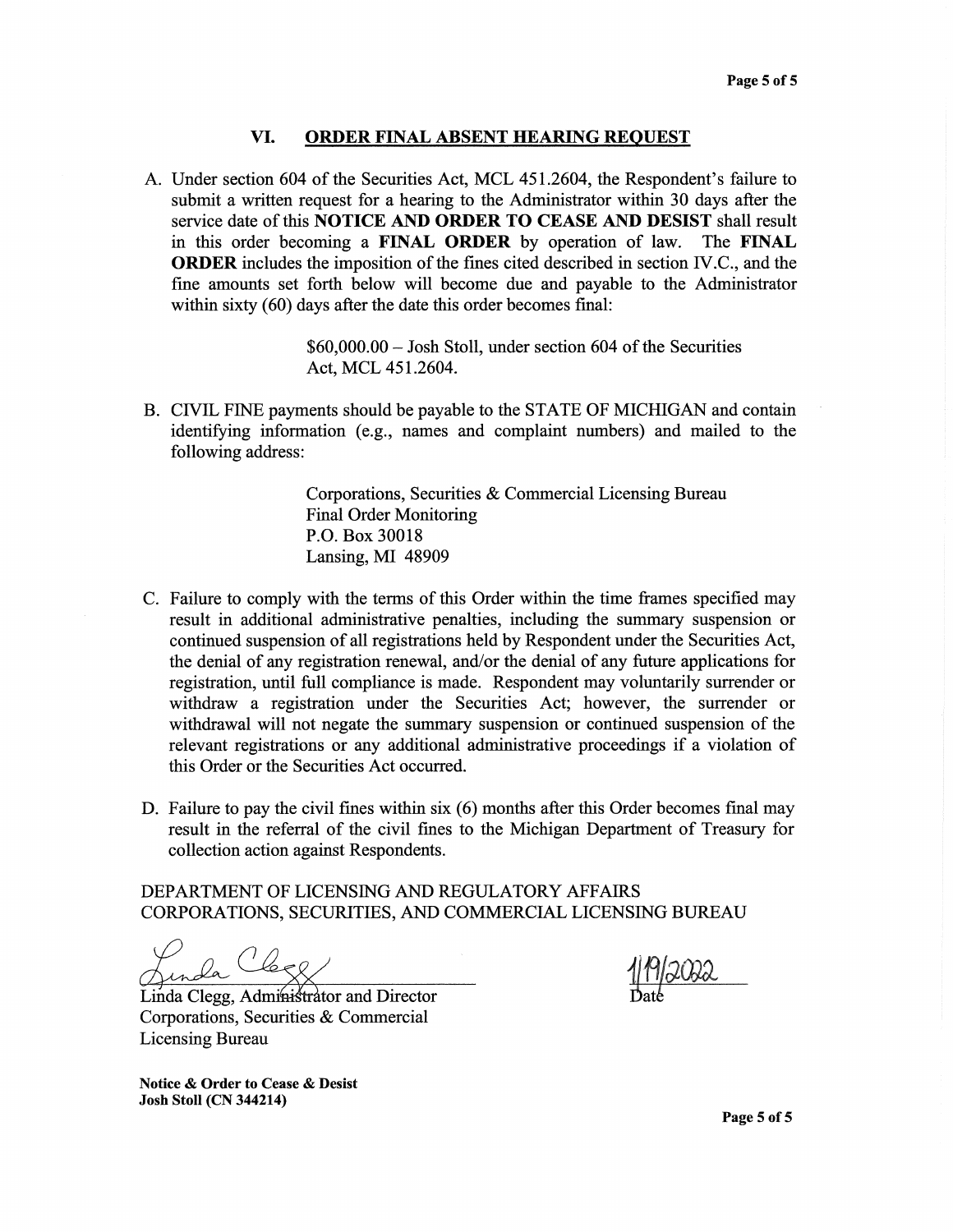## VI. ORDER FINAL ABSENT HEARING REQUEST

A. Under section 604 of the Securities Act, MCL 451.2604, the Respondent's failure to submit a written request for a hearing to the Administrator within 30 days after the service date of this **NOTICE AND ORDER TO CEASE AND DESIST** shall result in this order becoming a **FINAL ORDER** by operation of law. The **FINAL ORDER** includes the imposition of the fines cited described in section IV.C., and the fine amounts set forth below will become due and payable to the Administrator within sixty (60) days after the date this order becomes final:

> $60,000.00 – Josh Stoll, under section 604 of the Securities Act, MCL 451.2604.

B. CIVIL FINE payments should be payable to the STATE OF MICHIGAN and contain identifying information (e.g., names and complaint numbers) and mailed to the following address:

> Corporations, Securities & Commercial Licensing Bureau
> Final Order Monitoring
> P.O. Box 30018
> Lansing, MI 48909

C. Failure to comply with the terms of this Order within the time frames specified may result in additional administrative penalties, including the summary suspension or continued suspension of all registrations held by Respondent under the Securities Act, the denial of any registration renewal, and/or the denial of any future applications for registration, until full compliance is made. Respondent may voluntarily surrender or withdraw a registration under the Securities Act; however, the surrender or withdrawal will not negate the summary suspension or continued suspension of the relevant registrations or any additional administrative proceedings if a violation of this Order or the Securities Act occurred.

D. Failure to pay the civil fines within six (6) months after this Order becomes final may result in the referral of the civil fines to the Michigan Department of Treasury for collection action against Respondents.

DEPARTMENT OF LICENSING AND REGULATORY AFFAIRS
CORPORATIONS, SECURITIES, AND COMMERCIAL LICENSING BUREAU

Linda Clegg
Linda Clegg, Administrator and Director
Corporations, Securities & Commercial Licensing Bureau

1/19/2022
Date

**Notice & Order to Cease & Desist**
**Josh Stoll (CN 344214)**